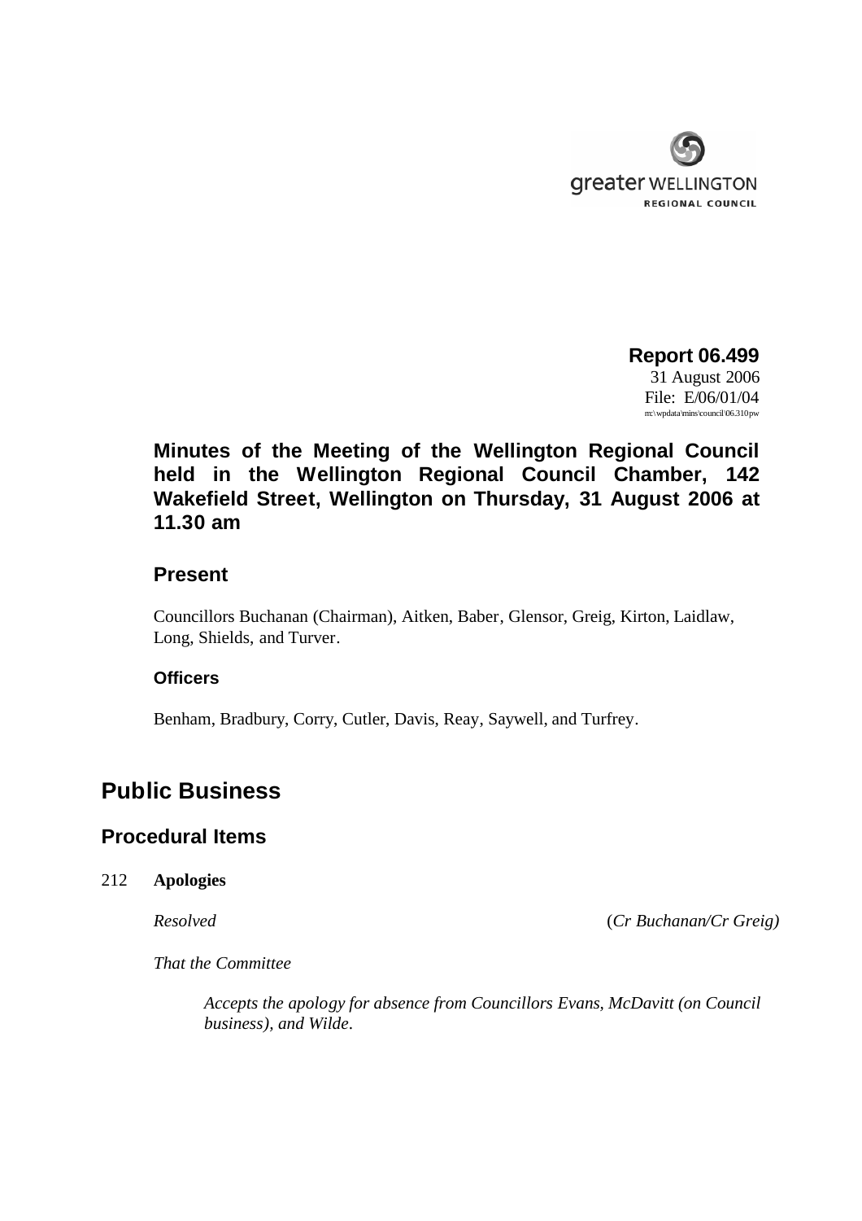greater WELLINGTON
REGIONAL COUNCIL

**Report 06.499**
31 August 2006
File: E/06/01/04
m:\wpdata\mins\council\06.310pw

## Minutes of the Meeting of the Wellington Regional Council held in the Wellington Regional Council Chamber, 142 Wakefield Street, Wellington on Thursday, 31 August 2006 at 11.30 am

### Present

Councillors Buchanan (Chairman), Aitken, Baber, Glensor, Greig, Kirton, Laidlaw, Long, Shields, and Turver.

#### Officers

Benham, Bradbury, Corry, Cutler, Davis, Reay, Saywell, and Turfrey.

# Public Business

## Procedural Items

212 **Apologies**

*Resolved* (*Cr Buchanan/Cr Greig)*

*That the Committee*

*Accepts the apology for absence from Councillors Evans, McDavitt (on Council business), and Wilde.*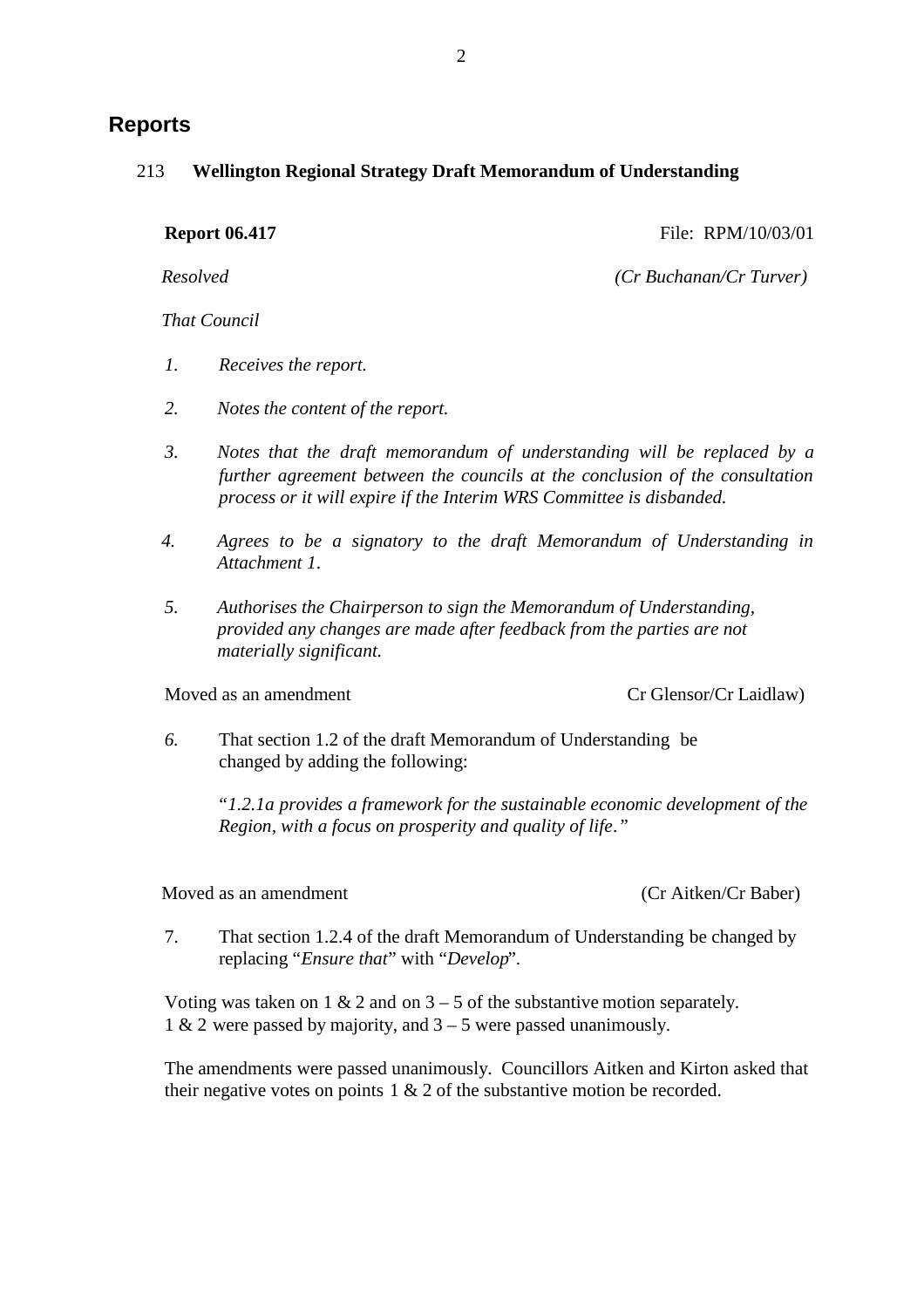## Reports

213 **Wellington Regional Strategy Draft Memorandum of Understanding**

**Report 06.417** File: RPM/10/03/01

*Resolved* *(Cr Buchanan/Cr Turver)*

*That Council*

1. *Receives the report.*

2. *Notes the content of the report.*

3. *Notes that the draft memorandum of understanding will be replaced by a further agreement between the councils at the conclusion of the consultation process or it will expire if the Interim WRS Committee is disbanded.*

4. *Agrees to be a signatory to the draft Memorandum of Understanding in Attachment 1.*

5. *Authorises the Chairperson to sign the Memorandum of Understanding, provided any changes are made after feedback from the parties are not materially significant.*

Moved as an amendment Cr Glensor/Cr Laidlaw)

6. That section 1.2 of the draft Memorandum of Understanding be changed by adding the following:

   "*1.2.1a provides a framework for the sustainable economic development of the Region, with a focus on prosperity and quality of life.*"

Moved as an amendment (Cr Aitken/Cr Baber)

7. That section 1.2.4 of the draft Memorandum of Understanding be changed by replacing "*Ensure that*" with "*Develop*".

Voting was taken on 1 & 2 and on 3 – 5 of the substantive motion separately. 1 & 2 were passed by majority, and 3 – 5 were passed unanimously.

The amendments were passed unanimously. Councillors Aitken and Kirton asked that their negative votes on points 1 & 2 of the substantive motion be recorded.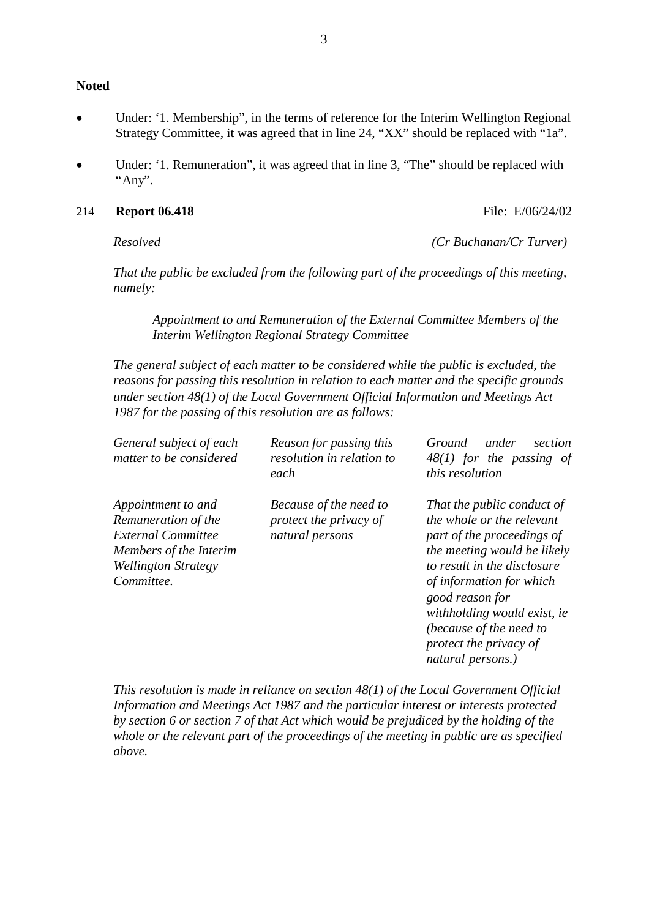**Noted**

- Under: '1. Membership", in the terms of reference for the Interim Wellington Regional Strategy Committee, it was agreed that in line 24, "XX" should be replaced with "1a".
- Under: '1. Remuneration", it was agreed that in line 3, "The" should be replaced with "Any".

214 **Report 06.418** File: E/06/24/02

*Resolved* *(Cr Buchanan/Cr Turver)*

*That the public be excluded from the following part of the proceedings of this meeting, namely:*

> *Appointment to and Remuneration of the External Committee Members of the Interim Wellington Regional Strategy Committee*

*The general subject of each matter to be considered while the public is excluded, the reasons for passing this resolution in relation to each matter and the specific grounds under section 48(1) of the Local Government Official Information and Meetings Act 1987 for the passing of this resolution are as follows:*

| *General subject of each matter to be considered* | *Reason for passing this resolution in relation to each* | *Ground under section 48(1) for the passing of this resolution* |
|---|---|---|
| *Appointment to and Remuneration of the External Committee Members of the Interim Wellington Strategy Committee.* | *Because of the need to protect the privacy of natural persons* | *That the public conduct of the whole or the relevant part of the proceedings of the meeting would be likely to result in the disclosure of information for which good reason for withholding would exist, ie (because of the need to protect the privacy of natural persons.)* |

*This resolution is made in reliance on section 48(1) of the Local Government Official Information and Meetings Act 1987 and the particular interest or interests protected by section 6 or section 7 of that Act which would be prejudiced by the holding of the whole or the relevant part of the proceedings of the meeting in public are as specified above.*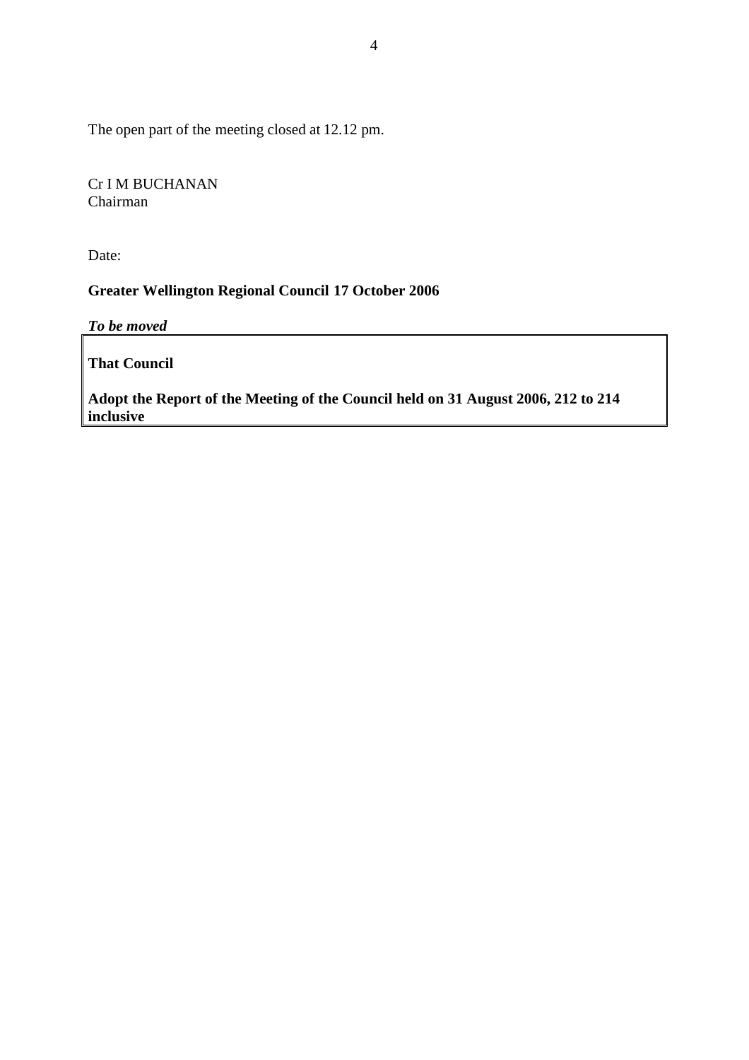The open part of the meeting closed at 12.12 pm.

Cr I M BUCHANAN
Chairman

Date:

**Greater Wellington Regional Council 17 October 2006**

***To be moved***

**That Council**

**Adopt the Report of the Meeting of the Council held on 31 August 2006, 212 to 214 inclusive**